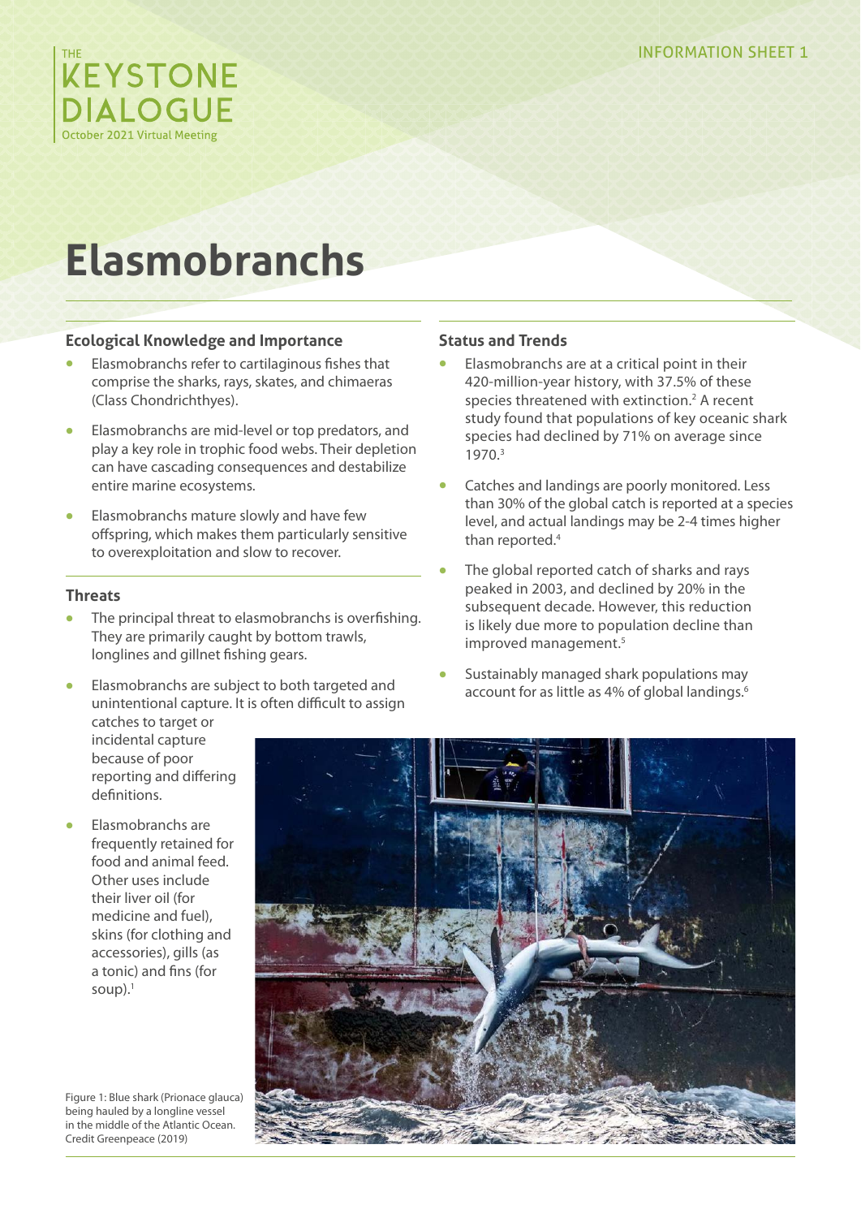THE KEYSTONE DIALOGUE
October 2021 Virtual Meeting

INFORMATION SHEET 1

# Elasmobranchs

## Ecological Knowledge and Importance

- Elasmobranchs refer to cartilaginous fishes that comprise the sharks, rays, skates, and chimaeras (Class Chondrichthyes).
- Elasmobranchs are mid-level or top predators, and play a key role in trophic food webs. Their depletion can have cascading consequences and destabilize entire marine ecosystems.
- Elasmobranchs mature slowly and have few offspring, which makes them particularly sensitive to overexploitation and slow to recover.

## Threats

- The principal threat to elasmobranchs is overfishing. They are primarily caught by bottom trawls, longlines and gillnet fishing gears.
- Elasmobranchs are subject to both targeted and unintentional capture. It is often difficult to assign catches to target or incidental capture because of poor reporting and differing definitions.
- Elasmobranchs are frequently retained for food and animal feed. Other uses include their liver oil (for medicine and fuel), skins (for clothing and accessories), gills (as a tonic) and fins (for soup).[1]

## Status and Trends

- Elasmobranchs are at a critical point in their 420-million-year history, with 37.5% of these species threatened with extinction.[2] A recent study found that populations of key oceanic shark species had declined by 71% on average since 1970.[3]
- Catches and landings are poorly monitored. Less than 30% of the global catch is reported at a species level, and actual landings may be 2-4 times higher than reported.[4]
- The global reported catch of sharks and rays peaked in 2003, and declined by 20% in the subsequent decade. However, this reduction is likely due more to population decline than improved management.[5]
- Sustainably managed shark populations may account for as little as 4% of global landings.[6]

Figure 1: Blue shark (Prionace glauca) being hauled by a longline vessel in the middle of the Atlantic Ocean. Credit Greenpeace (2019)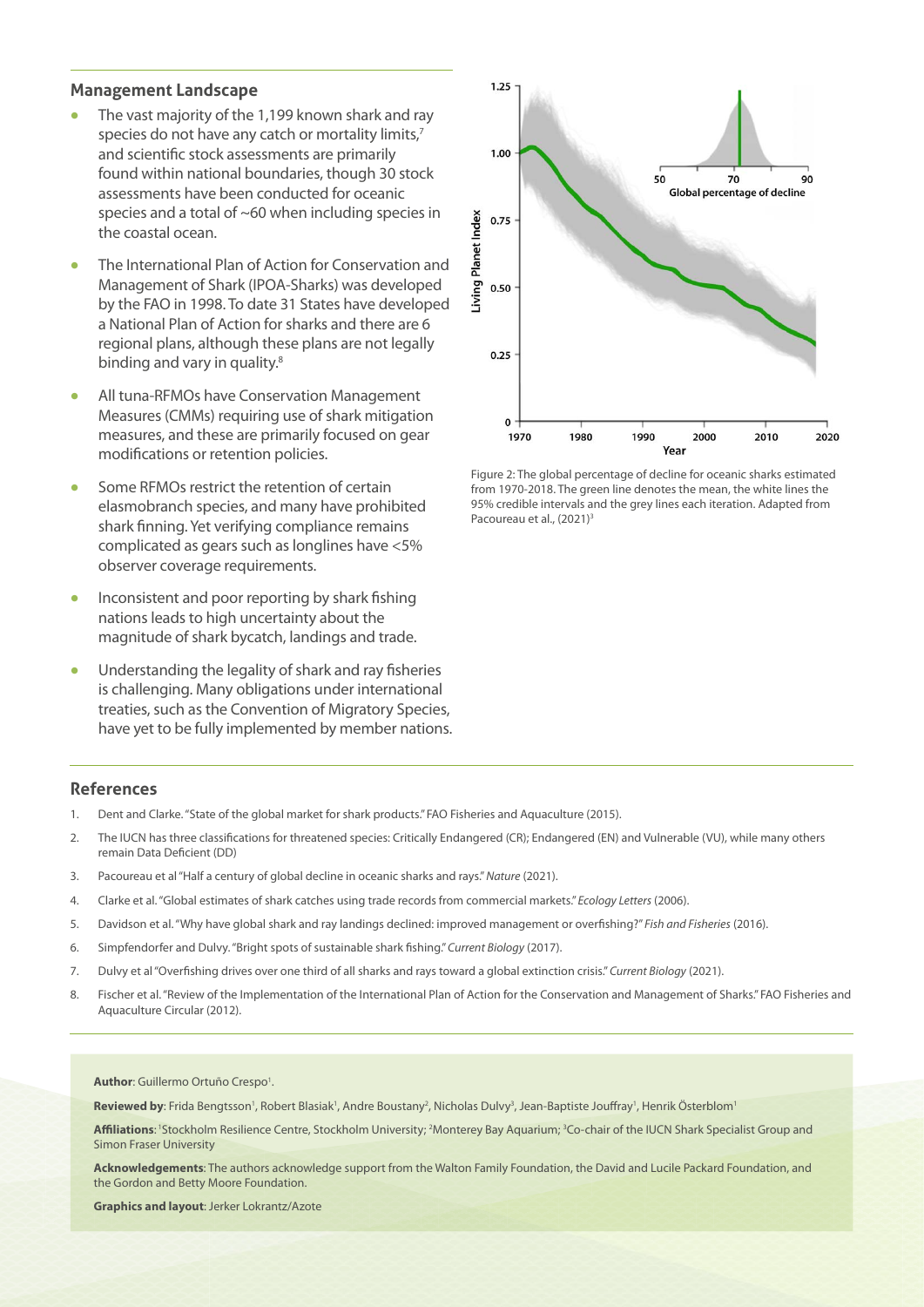## Management Landscape

- The vast majority of the 1,199 known shark and ray species do not have any catch or mortality limits,[7] and scientific stock assessments are primarily found within national boundaries, though 30 stock assessments have been conducted for oceanic species and a total of ~60 when including species in the coastal ocean.
- The International Plan of Action for Conservation and Management of Shark (IPOA-Sharks) was developed by the FAO in 1998. To date 31 States have developed a National Plan of Action for sharks and there are 6 regional plans, although these plans are not legally binding and vary in quality.[8]
- All tuna-RFMOs have Conservation Management Measures (CMMs) requiring use of shark mitigation measures, and these are primarily focused on gear modifications or retention policies.
- Some RFMOs restrict the retention of certain elasmobranch species, and many have prohibited shark finning. Yet verifying compliance remains complicated as gears such as longlines have <5% observer coverage requirements.
- Inconsistent and poor reporting by shark fishing nations leads to high uncertainty about the magnitude of shark bycatch, landings and trade.
- Understanding the legality of shark and ray fisheries is challenging. Many obligations under international treaties, such as the Convention of Migratory Species, have yet to be fully implemented by member nations.

Living Planet Index
1.25
1.00
0.75
0.50
0.25
0
1970
1980
1990
2000
2010
2020
Year
50
70
90
Global percentage of decline

Figure 2: The global percentage of decline for oceanic sharks estimated from 1970-2018. The green line denotes the mean, the white lines the 95% credible intervals and the grey lines each iteration. Adapted from Pacoureau et al., (2021)[3]

## References

1. Dent and Clarke. "State of the global market for shark products." FAO Fisheries and Aquaculture (2015).
2. The IUCN has three classifications for threatened species: Critically Endangered (CR); Endangered (EN) and Vulnerable (VU), while many others remain Data Deficient (DD)
3. Pacoureau et al "Half a century of global decline in oceanic sharks and rays." *Nature* (2021).
4. Clarke et al. "Global estimates of shark catches using trade records from commercial markets." *Ecology Letters* (2006).
5. Davidson et al. "Why have global shark and ray landings declined: improved management or overfishing?" *Fish and Fisheries* (2016).
6. Simpfendorfer and Dulvy. "Bright spots of sustainable shark fishing." *Current Biology* (2017).
7. Dulvy et al "Overfishing drives over one third of all sharks and rays toward a global extinction crisis." *Current Biology* (2021).
8. Fischer et al. "Review of the Implementation of the International Plan of Action for the Conservation and Management of Sharks." FAO Fisheries and Aquaculture Circular (2012).

**Author**: Guillermo Ortuño Crespo[1].

**Reviewed by**: Frida Bengtsson[1], Robert Blasiak[1], Andre Boustany[2], Nicholas Dulvy[3], Jean-Baptiste Jouffray[1], Henrik Österblom[1]

**Affiliations**: [1]Stockholm Resilience Centre, Stockholm University; [2]Monterey Bay Aquarium; [3]Co-chair of the IUCN Shark Specialist Group and Simon Fraser University

**Acknowledgements**: The authors acknowledge support from the Walton Family Foundation, the David and Lucile Packard Foundation, and the Gordon and Betty Moore Foundation.

**Graphics and layout**: Jerker Lokrantz/Azote